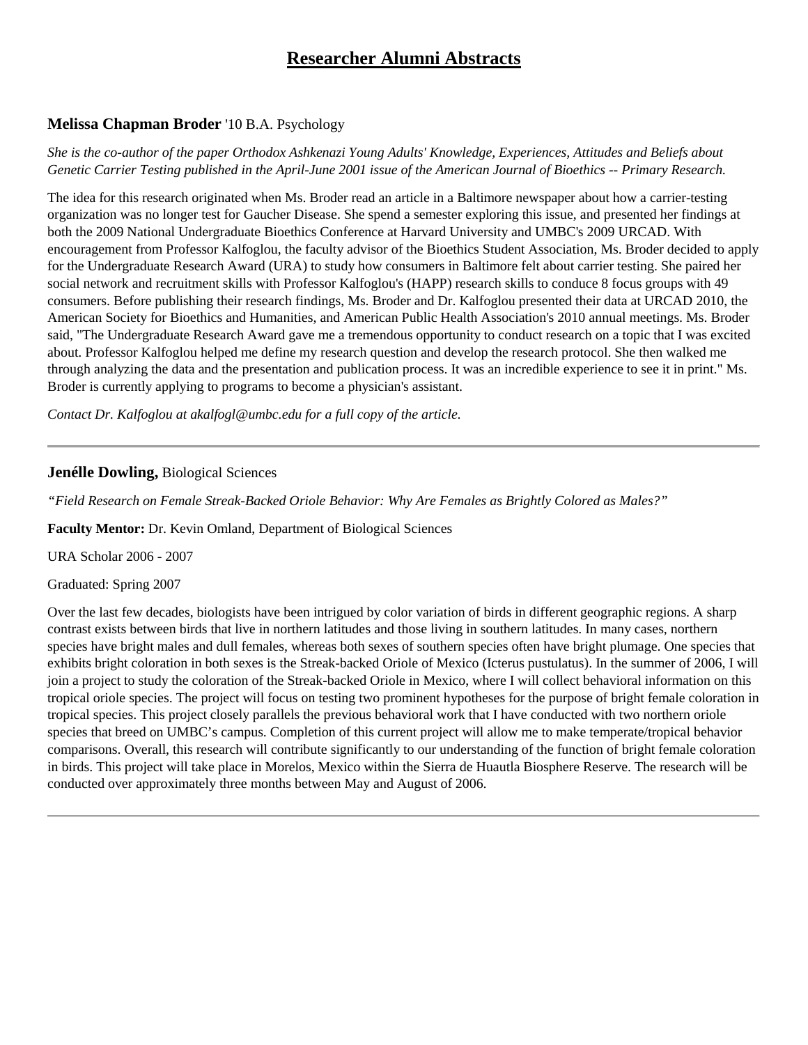# Researcher Alumni Abstracts

### **Melissa Chapman Broder** '10 B.A. Psychology

*She is the co-author of the paper Orthodox Ashkenazi Young Adults' Knowledge, Experiences, Attitudes and Beliefs about Genetic Carrier Testing published in the April-June 2001 issue of the American Journal of Bioethics -- Primary Research.*

The idea for this research originated when Ms. Broder read an article in a Baltimore newspaper about how a carrier-testing organization was no longer test for Gaucher Disease. She spend a semester exploring this issue, and presented her findings at both the 2009 National Undergraduate Bioethics Conference at Harvard University and UMBC's 2009 URCAD. With encouragement from Professor Kalfoglou, the faculty advisor of the Bioethics Student Association, Ms. Broder decided to apply for the Undergraduate Research Award (URA) to study how consumers in Baltimore felt about carrier testing. She paired her social network and recruitment skills with Professor Kalfoglou's (HAPP) research skills to conduce 8 focus groups with 49 consumers. Before publishing their research findings, Ms. Broder and Dr. Kalfoglou presented their data at URCAD 2010, the American Society for Bioethics and Humanities, and American Public Health Association's 2010 annual meetings. Ms. Broder said, "The Undergraduate Research Award gave me a tremendous opportunity to conduct research on a topic that I was excited about. Professor Kalfoglou helped me define my research question and develop the research protocol. She then walked me through analyzing the data and the presentation and publication process. It was an incredible experience to see it in print." Ms. Broder is currently applying to programs to become a physician's assistant.

*Contact Dr. Kalfoglou at akalfogl@umbc.edu for a full copy of the article.*

---

### **Jenélle Dowling,** Biological Sciences

*"Field Research on Female Streak-Backed Oriole Behavior: Why Are Females as Brightly Colored as Males?"*

**Faculty Mentor:** Dr. Kevin Omland, Department of Biological Sciences

URA Scholar 2006 - 2007

Graduated: Spring 2007

Over the last few decades, biologists have been intrigued by color variation of birds in different geographic regions. A sharp contrast exists between birds that live in northern latitudes and those living in southern latitudes. In many cases, northern species have bright males and dull females, whereas both sexes of southern species often have bright plumage. One species that exhibits bright coloration in both sexes is the Streak-backed Oriole of Mexico (Icterus pustulatus). In the summer of 2006, I will join a project to study the coloration of the Streak-backed Oriole in Mexico, where I will collect behavioral information on this tropical oriole species. The project will focus on testing two prominent hypotheses for the purpose of bright female coloration in tropical species. This project closely parallels the previous behavioral work that I have conducted with two northern oriole species that breed on UMBC's campus. Completion of this current project will allow me to make temperate/tropical behavior comparisons. Overall, this research will contribute significantly to our understanding of the function of bright female coloration in birds. This project will take place in Morelos, Mexico within the Sierra de Huautla Biosphere Reserve. The research will be conducted over approximately three months between May and August of 2006.

---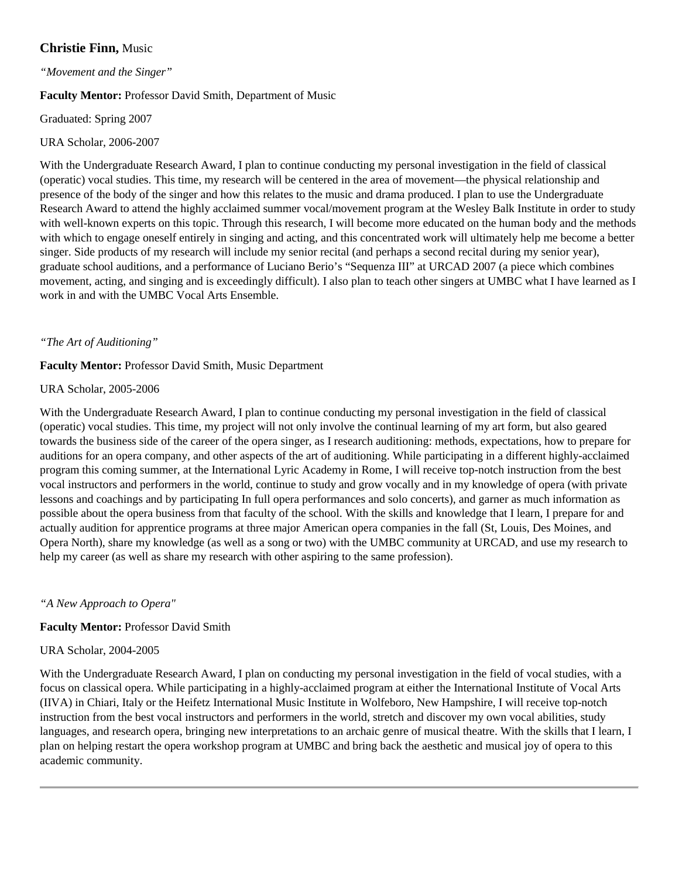**Christie Finn,** Music

*"Movement and the Singer"*

**Faculty Mentor:** Professor David Smith, Department of Music

Graduated: Spring 2007

URA Scholar, 2006-2007

With the Undergraduate Research Award, I plan to continue conducting my personal investigation in the field of classical (operatic) vocal studies. This time, my research will be centered in the area of movement—the physical relationship and presence of the body of the singer and how this relates to the music and drama produced. I plan to use the Undergraduate Research Award to attend the highly acclaimed summer vocal/movement program at the Wesley Balk Institute in order to study with well-known experts on this topic. Through this research, I will become more educated on the human body and the methods with which to engage oneself entirely in singing and acting, and this concentrated work will ultimately help me become a better singer. Side products of my research will include my senior recital (and perhaps a second recital during my senior year), graduate school auditions, and a performance of Luciano Berio's "Sequenza III" at URCAD 2007 (a piece which combines movement, acting, and singing and is exceedingly difficult). I also plan to teach other singers at UMBC what I have learned as I work in and with the UMBC Vocal Arts Ensemble.

*"The Art of Auditioning"*

**Faculty Mentor:** Professor David Smith, Music Department

URA Scholar, 2005-2006

With the Undergraduate Research Award, I plan to continue conducting my personal investigation in the field of classical (operatic) vocal studies. This time, my project will not only involve the continual learning of my art form, but also geared towards the business side of the career of the opera singer, as I research auditioning: methods, expectations, how to prepare for auditions for an opera company, and other aspects of the art of auditioning. While participating in a different highly-acclaimed program this coming summer, at the International Lyric Academy in Rome, I will receive top-notch instruction from the best vocal instructors and performers in the world, continue to study and grow vocally and in my knowledge of opera (with private lessons and coachings and by participating In full opera performances and solo concerts), and garner as much information as possible about the opera business from that faculty of the school. With the skills and knowledge that I learn, I prepare for and actually audition for apprentice programs at three major American opera companies in the fall (St, Louis, Des Moines, and Opera North), share my knowledge (as well as a song or two) with the UMBC community at URCAD, and use my research to help my career (as well as share my research with other aspiring to the same profession).

*"A New Approach to Opera"*

**Faculty Mentor:** Professor David Smith

URA Scholar, 2004-2005

With the Undergraduate Research Award, I plan on conducting my personal investigation in the field of vocal studies, with a focus on classical opera. While participating in a highly-acclaimed program at either the International Institute of Vocal Arts (IIVA) in Chiari, Italy or the Heifetz International Music Institute in Wolfeboro, New Hampshire, I will receive top-notch instruction from the best vocal instructors and performers in the world, stretch and discover my own vocal abilities, study languages, and research opera, bringing new interpretations to an archaic genre of musical theatre. With the skills that I learn, I plan on helping restart the opera workshop program at UMBC and bring back the aesthetic and musical joy of opera to this academic community.

---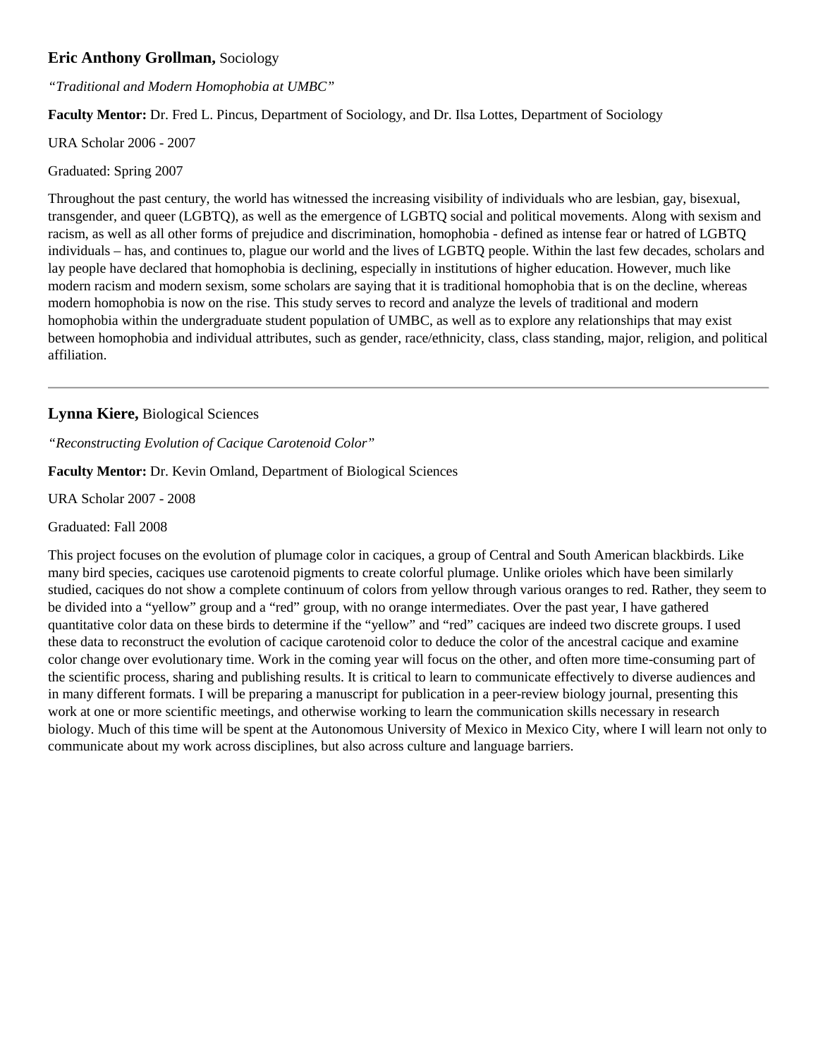**Eric Anthony Grollman,** Sociology

*"Traditional and Modern Homophobia at UMBC"*

**Faculty Mentor:** Dr. Fred L. Pincus, Department of Sociology, and Dr. Ilsa Lottes, Department of Sociology

URA Scholar 2006 - 2007

Graduated: Spring 2007

Throughout the past century, the world has witnessed the increasing visibility of individuals who are lesbian, gay, bisexual, transgender, and queer (LGBTQ), as well as the emergence of LGBTQ social and political movements. Along with sexism and racism, as well as all other forms of prejudice and discrimination, homophobia - defined as intense fear or hatred of LGBTQ individuals – has, and continues to, plague our world and the lives of LGBTQ people. Within the last few decades, scholars and lay people have declared that homophobia is declining, especially in institutions of higher education. However, much like modern racism and modern sexism, some scholars are saying that it is traditional homophobia that is on the decline, whereas modern homophobia is now on the rise. This study serves to record and analyze the levels of traditional and modern homophobia within the undergraduate student population of UMBC, as well as to explore any relationships that may exist between homophobia and individual attributes, such as gender, race/ethnicity, class, class standing, major, religion, and political affiliation.

---

**Lynna Kiere,** Biological Sciences

*"Reconstructing Evolution of Cacique Carotenoid Color"*

**Faculty Mentor:** Dr. Kevin Omland, Department of Biological Sciences

URA Scholar 2007 - 2008

Graduated: Fall 2008

This project focuses on the evolution of plumage color in caciques, a group of Central and South American blackbirds. Like many bird species, caciques use carotenoid pigments to create colorful plumage. Unlike orioles which have been similarly studied, caciques do not show a complete continuum of colors from yellow through various oranges to red. Rather, they seem to be divided into a "yellow" group and a "red" group, with no orange intermediates. Over the past year, I have gathered quantitative color data on these birds to determine if the "yellow" and "red" caciques are indeed two discrete groups. I used these data to reconstruct the evolution of cacique carotenoid color to deduce the color of the ancestral cacique and examine color change over evolutionary time. Work in the coming year will focus on the other, and often more time-consuming part of the scientific process, sharing and publishing results. It is critical to learn to communicate effectively to diverse audiences and in many different formats. I will be preparing a manuscript for publication in a peer-review biology journal, presenting this work at one or more scientific meetings, and otherwise working to learn the communication skills necessary in research biology. Much of this time will be spent at the Autonomous University of Mexico in Mexico City, where I will learn not only to communicate about my work across disciplines, but also across culture and language barriers.